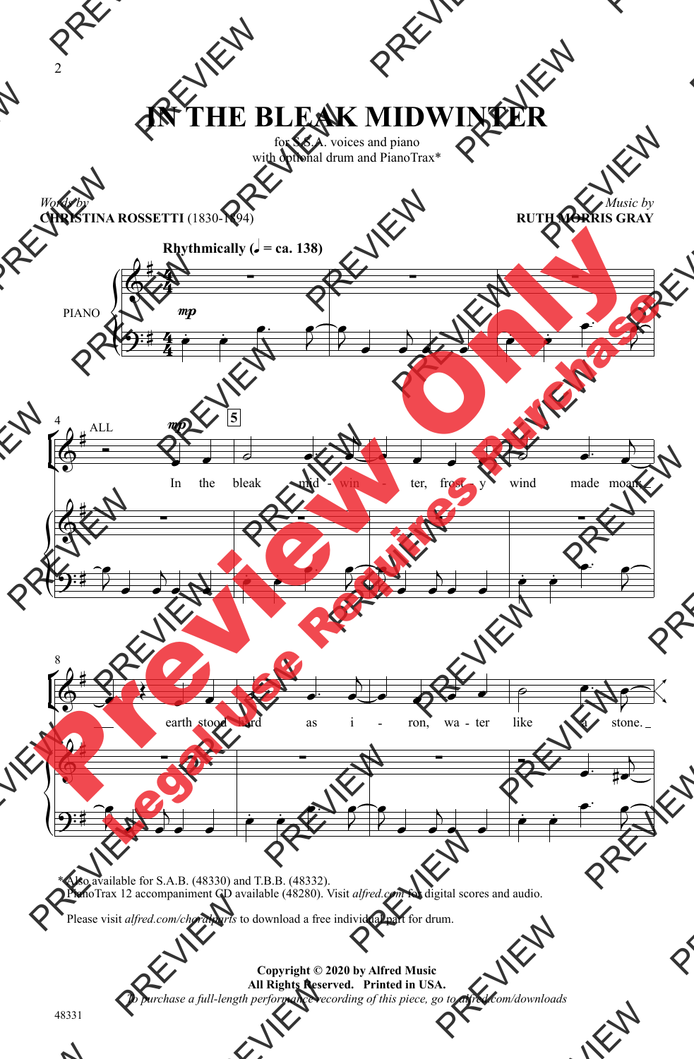# IN THE BLEAK MIDWINTER

for S.S.A. voices and piano
with optional drum and PianoTrax*

*Words by*
**CHRISTINA ROSSETTI** (1830-1894)

*Music by*
**RUTH MORRIS GRAY**

**Rhythmically (♩ = ca. 138)**

In the bleak mid - win - ter, frost - y wind made moan, earth stood hard as i - ron, wa - ter like a stone.

\* Also available for S.A.B. (48330) and T.B.B. (48332).
PianoTrax 12 accompaniment CD available (48280). Visit *alfred.com* for digital scores and audio.

Please visit *alfred.com/choralparts* to download a free individual part for drum.

**Copyright © 2020 by Alfred Music**
**All Rights Reserved. Printed in USA.**
*To purchase a full-length performance recording of this piece, go to alfred.com/downloads*

48331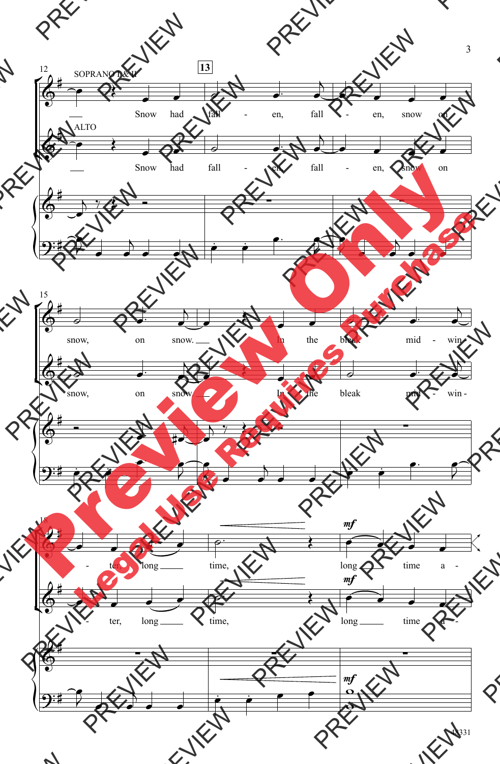SOPRANO I & II

ALTO

Snow had fall - en, fall - en, snow on snow, on snow. In the bleak mid - win - ter, long time, long time a -

Snow had fall - en, fall - en, snow on snow, on snow. In the bleak mid - win - ter, long time, long time a -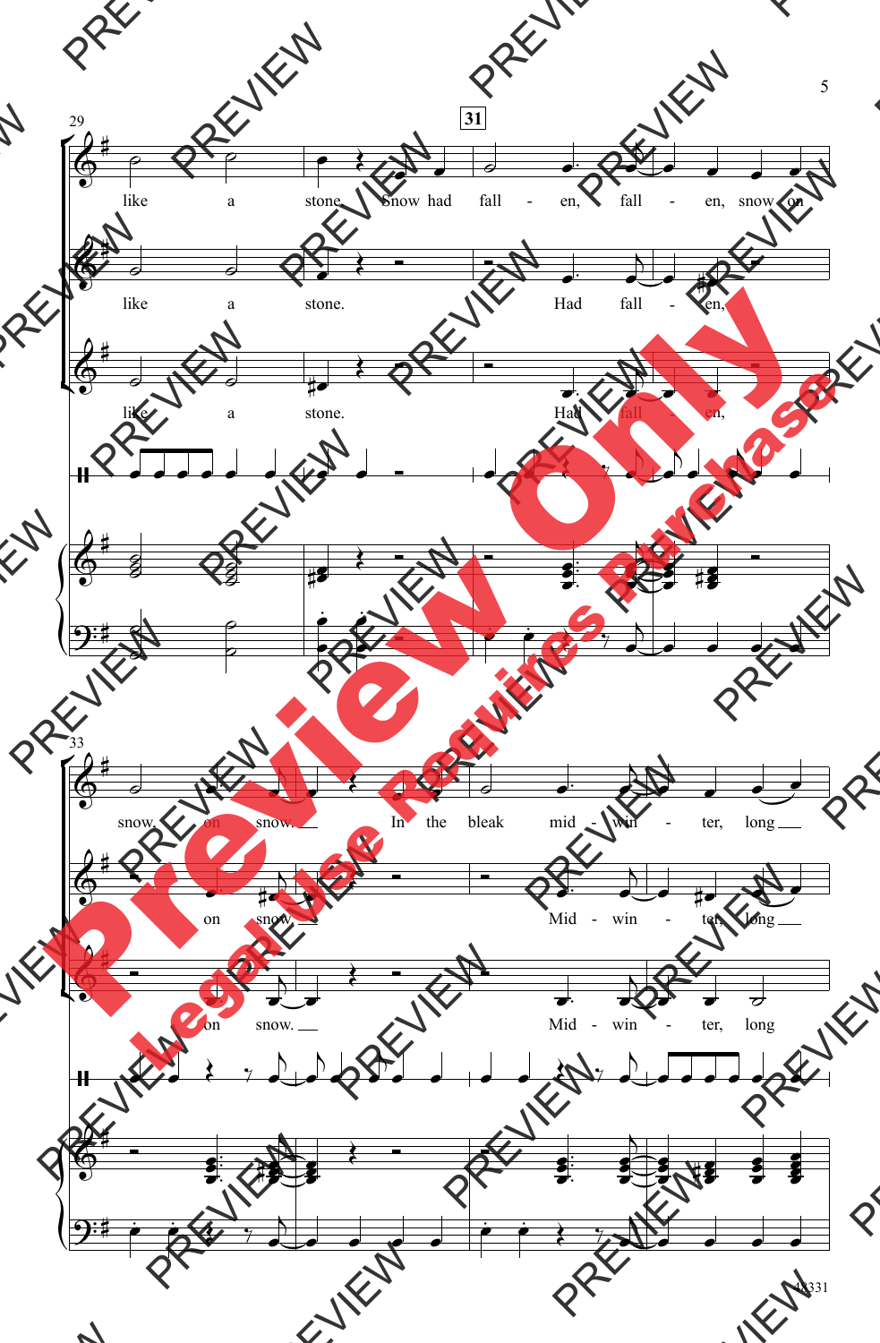29 **31**

like a stone. Snow had fall - en, fall - en, snow on

like a stone. Had fall - en,

like a stone. Had fall - en,

33

snow on snow. In the bleak mid - win - ter, long

on snow. Mid - win - ter, long

on snow. Mid - win - ter, long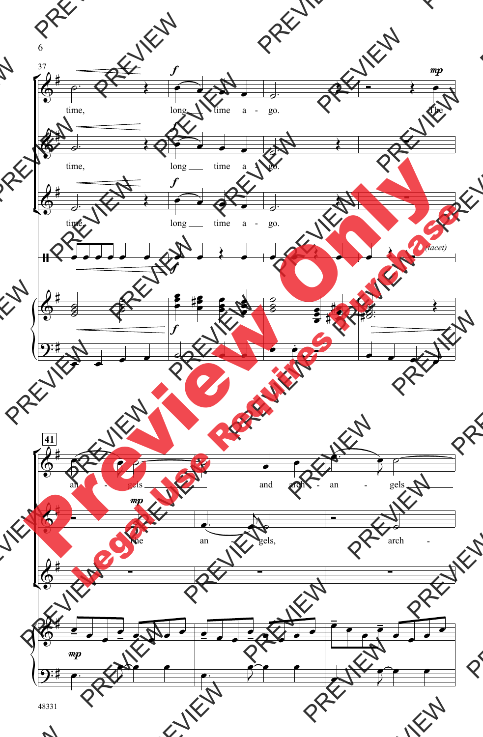37

time, long time a - go. The

time, long time a - go.

time, long time a - go.

(tacet)

41

an - gels and arch - an - gels

The an - gels, arch -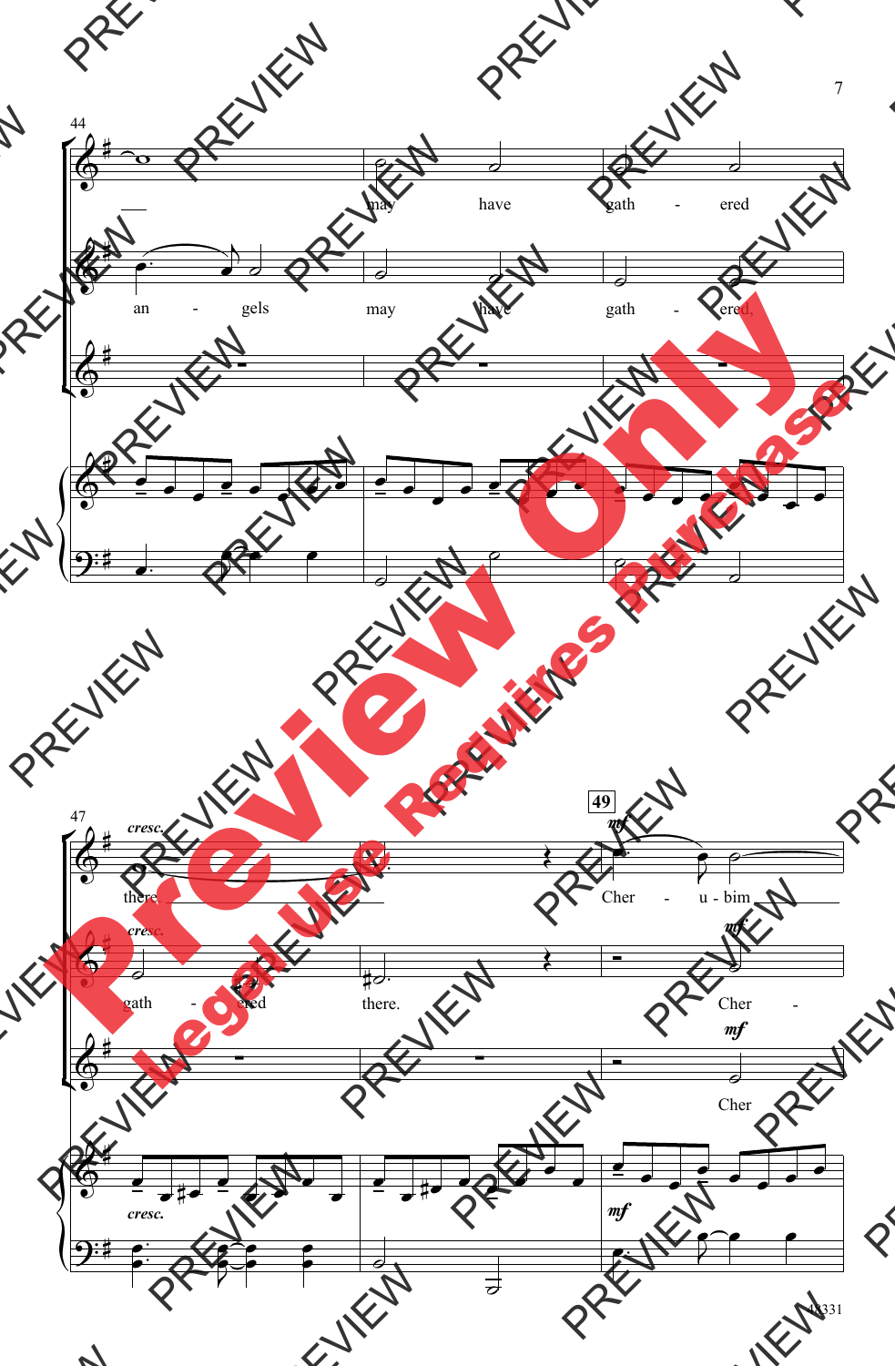44

may have gath - ered

an - gels may have gath - ered.

47 *cresc.*

there

*cresc.*

gath - ered there.

**49**

*mf*

Cher - u - bim

*mf*

Cher -

*mf*

Cher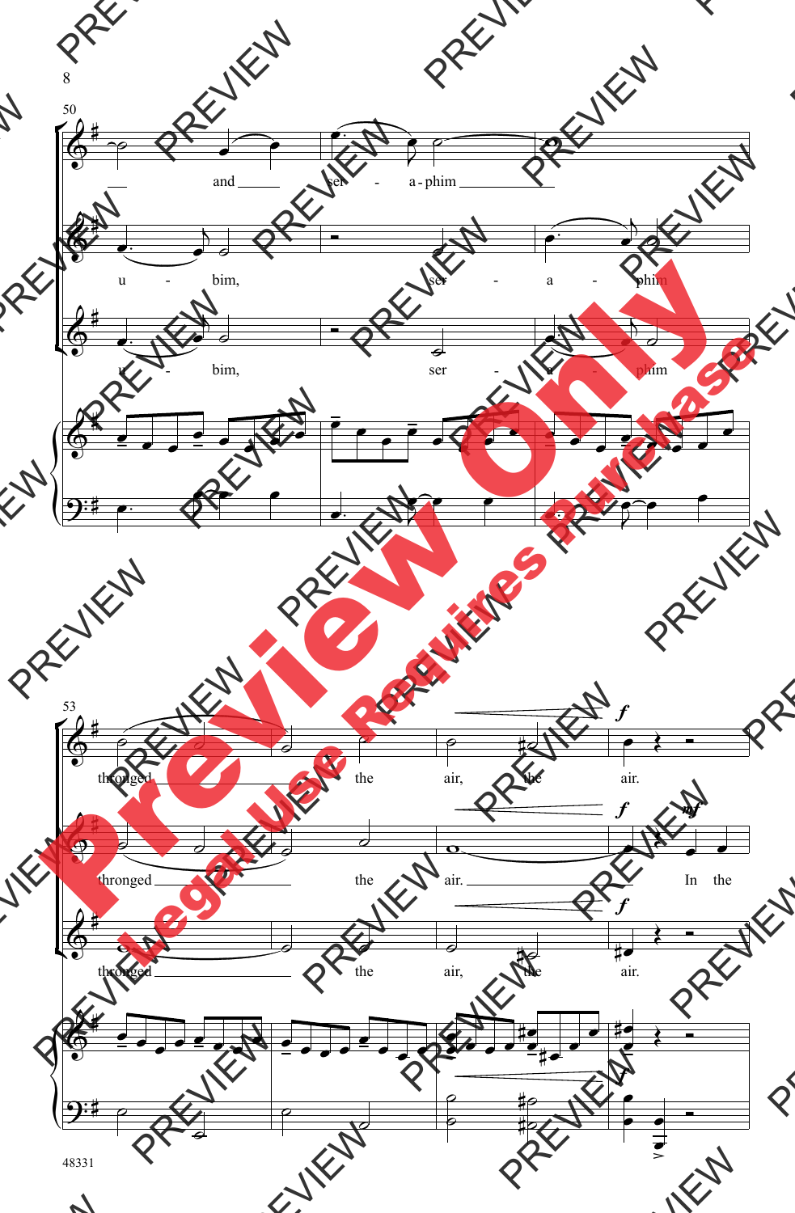50

and ser - a - phim

u - bim, ser - a - phim

u - bim, ser - a - phim

53

thronged the air, the air.

thronged the air. In the

thronged the air, the air.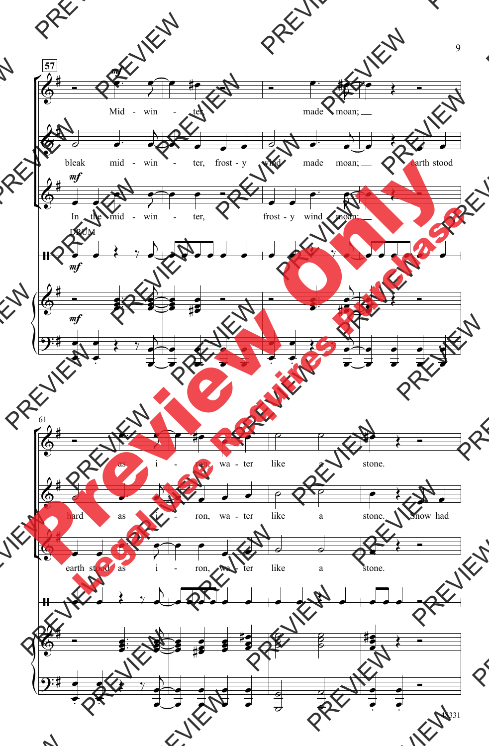57

*mf*

Mid - win - ter, made moan;

bleak mid - win - ter, frost - y wind made moan; earth stood

*mf*

In the mid - win - ter, frost - y wind moan;

DRUM

*mf*

*mf*

61

as i - ron, wa - ter like a stone.

hard as i - ron, wa - ter like a stone. Snow had

earth stood as i - ron, wa - ter like a stone.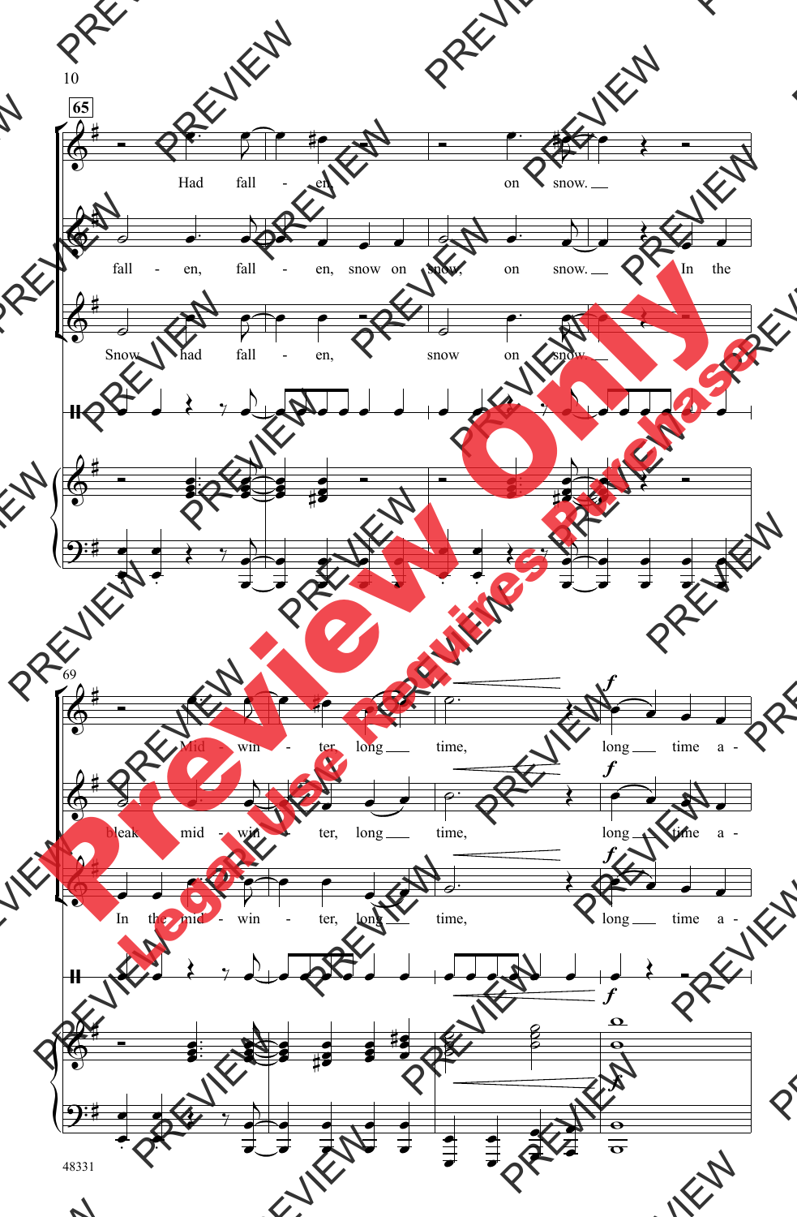65

Had fall - en, on snow.

fall - en, fall - en, snow on snow, on snow. In the

Snow had fall - en, snow on snow.

69

Mid - win - ter long time, *f* long time a -

bleak mid - win - ter, long time, *f* long time a -

In the mid - win - ter, long time, *f* long time a -

48331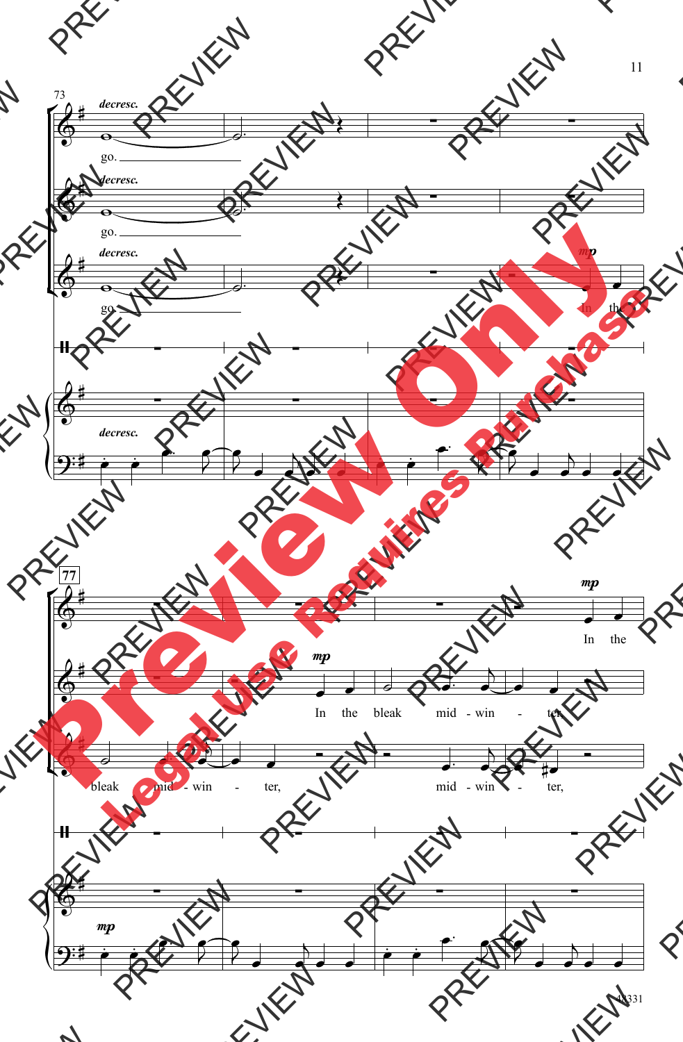73

*decresc.*

go.

*decresc.*

go.

*decresc.*

go.

*mp*

In the

*decresc.*

77

*mp*

In the

*mp*

In the bleak mid - win - ter,

bleak mid - win - ter, mid - win - ter,

*mp*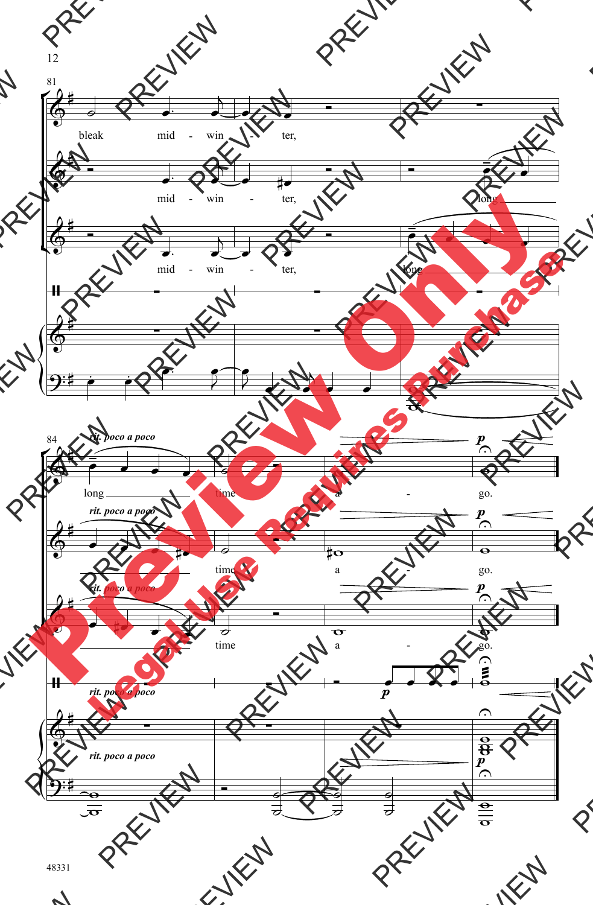81

bleak mid - win - ter,

mid - win - ter, long

mid - win - ter, long

84

*rit. poco a poco*

long time a - go.

*rit. poco a poco*

time a - go.

*rit. poco a poco*

time a - go.

*rit. poco a poco*

*rit. poco a poco*

*p*

48331